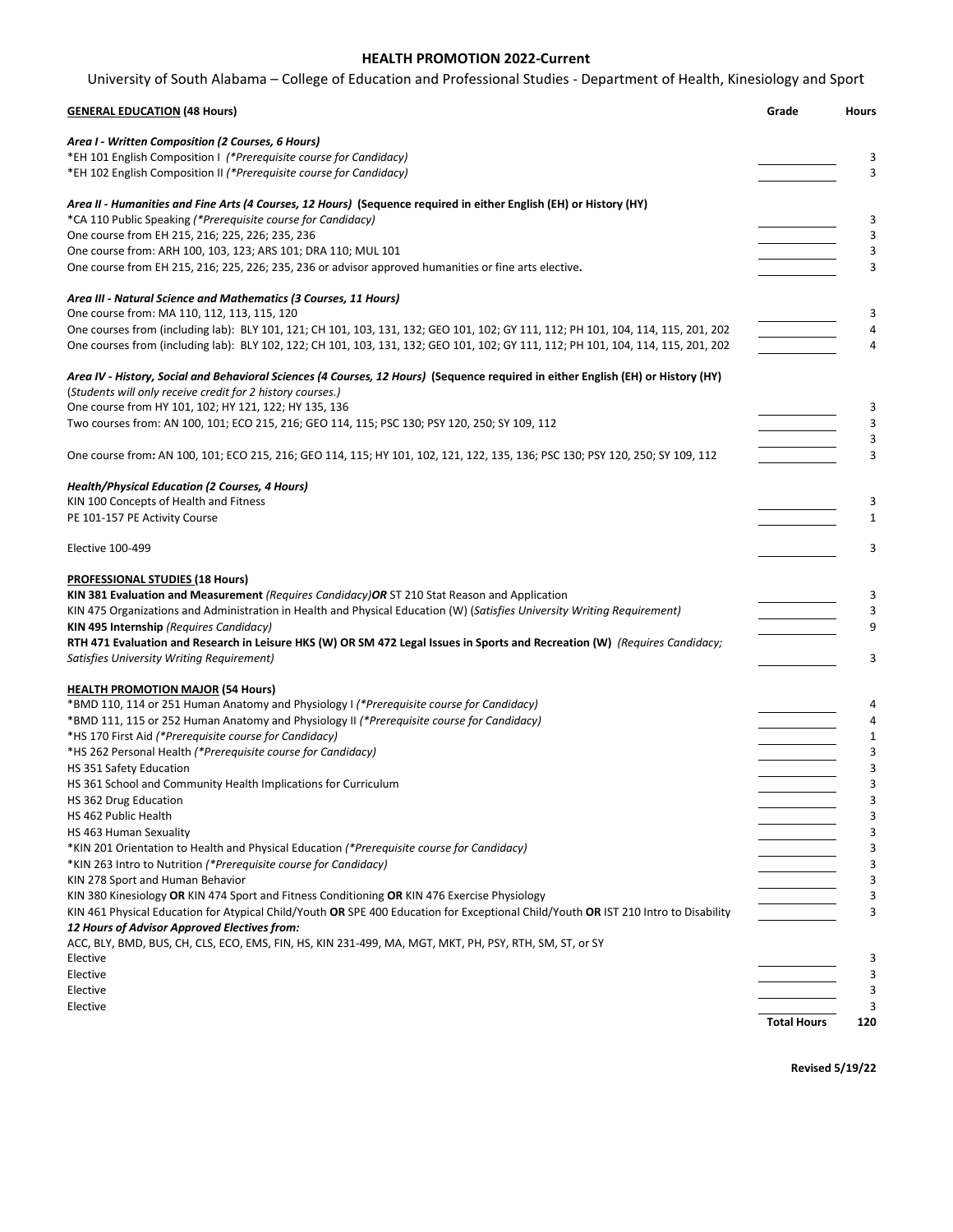# HEALTH PROMOTION 2022-Current

University of South Alabama – College of Education and Professional Studies - Department of Health, Kinesiology and Sport

| **GENERAL EDUCATION (48 Hours)** | Grade | Hours |
|---|---|---|
| ***Area I - Written Composition (2 Courses, 6 Hours)*** | | |
| *EH 101 English Composition I *(*Prerequisite course for Candidacy)* | | 3 |
| *EH 102 English Composition II *(*Prerequisite course for Candidacy)* | | 3 |
| ***Area II - Humanities and Fine Arts (4 Courses, 12 Hours)* (Sequence required in either English (EH) or History (HY)** | | |
| *CA 110 Public Speaking *(*Prerequisite course for Candidacy)* | | 3 |
| One course from EH 215, 216; 225, 226; 235, 236 | | 3 |
| One course from: ARH 100, 103, 123; ARS 101; DRA 110; MUL 101 | | 3 |
| One course from EH 215, 216; 225, 226; 235, 236 or advisor approved humanities or fine arts elective**.** | | 3 |
| ***Area III - Natural Science and Mathematics (3 Courses, 11 Hours)*** | | |
| One course from: MA 110, 112, 113, 115, 120 | | 3 |
| One courses from (including lab): BLY 101, 121; CH 101, 103, 131, 132; GEO 101, 102; GY 111, 112; PH 101, 104, 114, 115, 201, 202 | | 4 |
| One courses from (including lab): BLY 102, 122; CH 101, 103, 131, 132; GEO 101, 102; GY 111, 112; PH 101, 104, 114, 115, 201, 202 | | 4 |
| ***Area IV - History, Social and Behavioral Sciences (4 Courses, 12 Hours)* (Sequence required in either English (EH) or History (HY)** | | |
| (*Students will only receive credit for 2 history courses.)* | | |
| One course from HY 101, 102; HY 121, 122; HY 135, 136 | | 3 |
| Two courses from: AN 100, 101; ECO 215, 216; GEO 114, 115; PSC 130; PSY 120, 250; SY 109, 112 | | 3 |
| | | 3 |
| One course from**:** AN 100, 101; ECO 215, 216; GEO 114, 115; HY 101, 102, 121, 122, 135, 136; PSC 130; PSY 120, 250; SY 109, 112 | | 3 |
| ***Health/Physical Education (2 Courses, 4 Hours)*** | | |
| KIN 100 Concepts of Health and Fitness | | 3 |
| PE 101-157 PE Activity Course | | 1 |
| Elective 100-499 | | 3 |
| **PROFESSIONAL STUDIES (18 Hours)** | | |
| **KIN 381 Evaluation and Measurement** *(Requires Candidacy)* ***OR*** ST 210 Stat Reason and Application | | 3 |
| KIN 475 Organizations and Administration in Health and Physical Education (W) (*Satisfies University Writing Requirement)* | | 3 |
| **KIN 495 Internship** *(Requires Candidacy)* | | 9 |
| **RTH 471 Evaluation and Research in Leisure HKS (W) OR SM 472 Legal Issues in Sports and Recreation (W)** *(Requires Candidacy; Satisfies University Writing Requirement)* | | 3 |
| **HEALTH PROMOTION MAJOR (54 Hours)** | | |
| *BMD 110, 114 or 251 Human Anatomy and Physiology I *(*Prerequisite course for Candidacy)* | | 4 |
| *BMD 111, 115 or 252 Human Anatomy and Physiology II *(*Prerequisite course for Candidacy)* | | 4 |
| *HS 170 First Aid *(*Prerequisite course for Candidacy)* | | 1 |
| *HS 262 Personal Health *(*Prerequisite course for Candidacy)* | | 3 |
| HS 351 Safety Education | | 3 |
| HS 361 School and Community Health Implications for Curriculum | | 3 |
| HS 362 Drug Education | | 3 |
| HS 462 Public Health | | 3 |
| HS 463 Human Sexuality | | 3 |
| *KIN 201 Orientation to Health and Physical Education *(*Prerequisite course for Candidacy)* | | 3 |
| *KIN 263 Intro to Nutrition *(*Prerequisite course for Candidacy)* | | 3 |
| KIN 278 Sport and Human Behavior | | 3 |
| KIN 380 Kinesiology **OR** KIN 474 Sport and Fitness Conditioning **OR** KIN 476 Exercise Physiology | | 3 |
| KIN 461 Physical Education for Atypical Child/Youth **OR** SPE 400 Education for Exceptional Child/Youth **OR** IST 210 Intro to Disability | | 3 |
| ***12 Hours of Advisor Approved Electives from:*** | | |
| ACC, BLY, BMD, BUS, CH, CLS, ECO, EMS, FIN, HS, KIN 231-499, MA, MGT, MKT, PH, PSY, RTH, SM, ST, or SY | | |
| Elective | | 3 |
| Elective | | 3 |
| Elective | | 3 |
| Elective | | 3 |
| | **Total Hours** | **120** |

**Revised 5/19/22**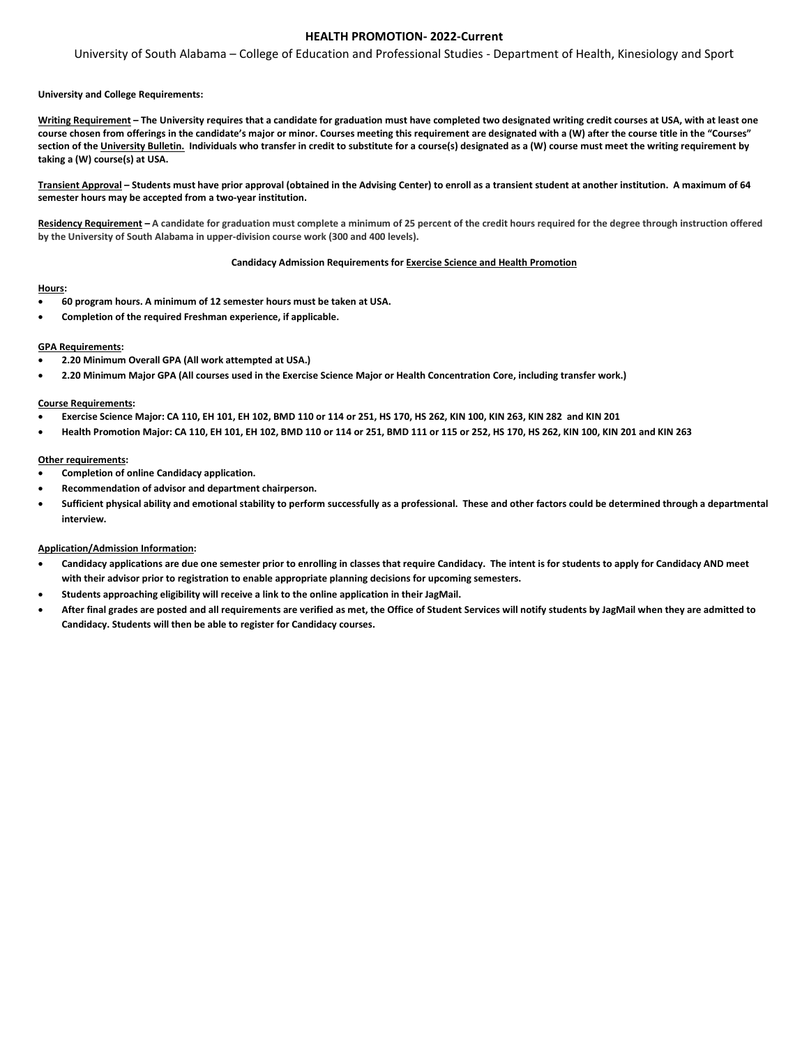## HEALTH PROMOTION- 2022-Current

University of South Alabama – College of Education and Professional Studies - Department of Health, Kinesiology and Sport

**University and College Requirements:**

**Writing Requirement – The University requires that a candidate for graduation must have completed two designated writing credit courses at USA, with at least one course chosen from offerings in the candidate's major or minor. Courses meeting this requirement are designated with a (W) after the course title in the "Courses" section of the University Bulletin. Individuals who transfer in credit to substitute for a course(s) designated as a (W) course must meet the writing requirement by taking a (W) course(s) at USA.**

**Transient Approval – Students must have prior approval (obtained in the Advising Center) to enroll as a transient student at another institution. A maximum of 64 semester hours may be accepted from a two-year institution.**

**Residency Requirement – A candidate for graduation must complete a minimum of 25 percent of the credit hours required for the degree through instruction offered by the University of South Alabama in upper-division course work (300 and 400 levels).**

### Candidacy Admission Requirements for Exercise Science and Health Promotion

**Hours:**

- **60 program hours. A minimum of 12 semester hours must be taken at USA.**
- **Completion of the required Freshman experience, if applicable.**

**GPA Requirements:**

- **2.20 Minimum Overall GPA (All work attempted at USA.)**
- **2.20 Minimum Major GPA (All courses used in the Exercise Science Major or Health Concentration Core, including transfer work.)**

**Course Requirements:**

- **Exercise Science Major: CA 110, EH 101, EH 102, BMD 110 or 114 or 251, HS 170, HS 262, KIN 100, KIN 263, KIN 282 and KIN 201**
- **Health Promotion Major: CA 110, EH 101, EH 102, BMD 110 or 114 or 251, BMD 111 or 115 or 252, HS 170, HS 262, KIN 100, KIN 201 and KIN 263**

**Other requirements:**

- **Completion of online Candidacy application.**
- **Recommendation of advisor and department chairperson.**
- **Sufficient physical ability and emotional stability to perform successfully as a professional. These and other factors could be determined through a departmental interview.**

**Application/Admission Information:**

- **Candidacy applications are due one semester prior to enrolling in classes that require Candidacy. The intent is for students to apply for Candidacy AND meet with their advisor prior to registration to enable appropriate planning decisions for upcoming semesters.**
- **Students approaching eligibility will receive a link to the online application in their JagMail.**
- **After final grades are posted and all requirements are verified as met, the Office of Student Services will notify students by JagMail when they are admitted to Candidacy. Students will then be able to register for Candidacy courses.**